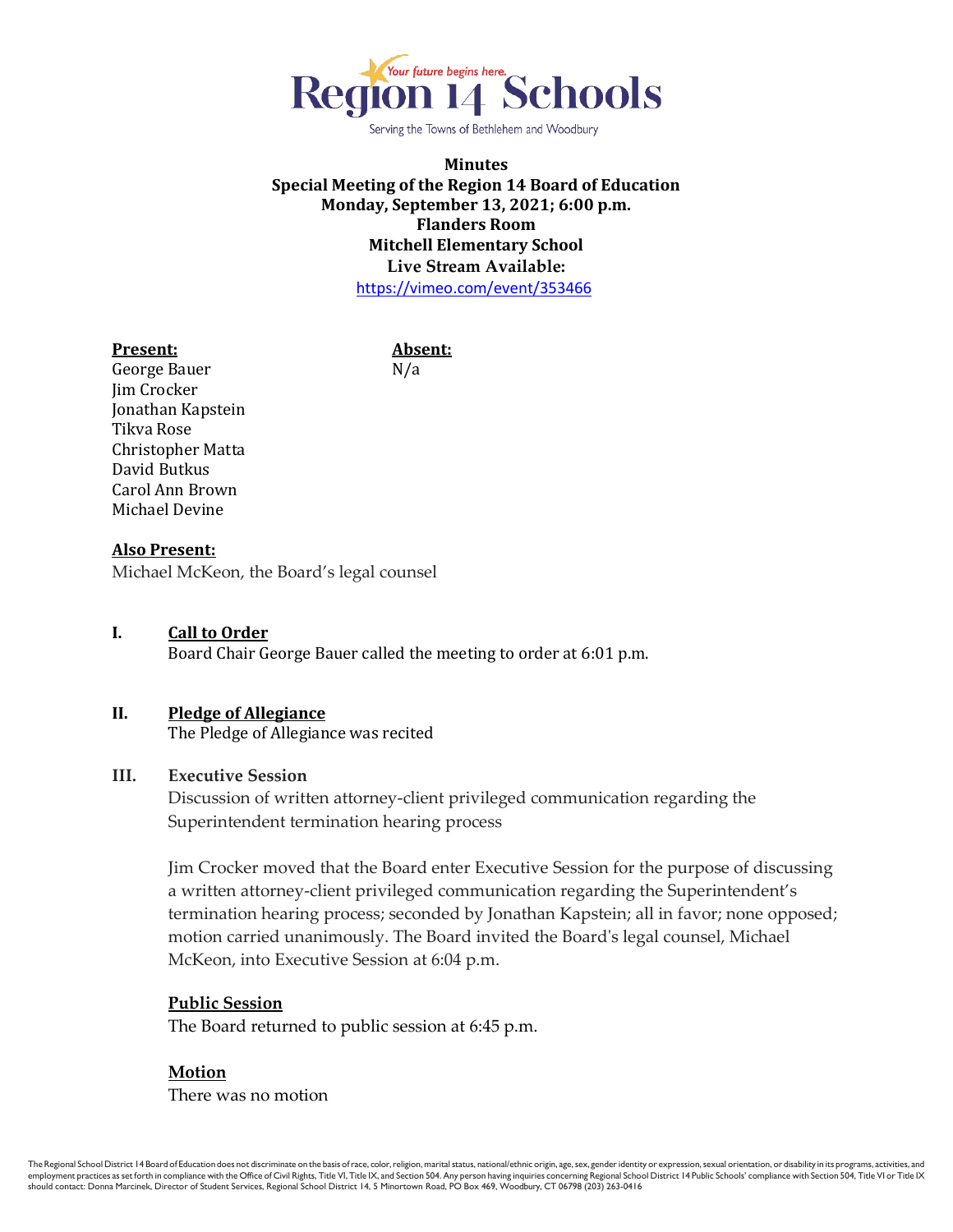# Region 14 Schools

Your future begins here.

Serving the Towns of Bethlehem and Woodbury

**Minutes**
**Special Meeting of the Region 14 Board of Education**
**Monday, September 13, 2021; 6:00 p.m.**
**Flanders Room**
**Mitchell Elementary School**
**Live Stream Available:**
https://vimeo.com/event/353466

| **Present:** | **Absent:** |
|---|---|
| George Bauer | N/a |
| Jim Crocker | |
| Jonathan Kapstein | |
| Tikva Rose | |
| Christopher Matta | |
| David Butkus | |
| Carol Ann Brown | |
| Michael Devine | |

**Also Present:**
Michael McKeon, the Board's legal counsel

## I. Call to Order

Board Chair George Bauer called the meeting to order at 6:01 p.m.

## II. Pledge of Allegiance

The Pledge of Allegiance was recited

## III. Executive Session

Discussion of written attorney-client privileged communication regarding the Superintendent termination hearing process

Jim Crocker moved that the Board enter Executive Session for the purpose of discussing a written attorney-client privileged communication regarding the Superintendent's termination hearing process; seconded by Jonathan Kapstein; all in favor; none opposed; motion carried unanimously. The Board invited the Board's legal counsel, Michael McKeon, into Executive Session at 6:04 p.m.

**Public Session**

The Board returned to public session at 6:45 p.m.

**Motion**

There was no motion

The Regional School District 14 Board of Education does not discriminate on the basis of race, color, religion, marital status, national/ethnic origin, age, sex, gender identity or expression, sexual orientation, or disability in its programs, activities, and employment practices as set forth in compliance with the Office of Civil Rights, Title VI, Title IX, and Section 504. Any person having inquiries concerning Regional School District 14 Public Schools' compliance with Section 504, Title VI or Title IX should contact: Donna Marcinek, Director of Student Services, Regional School District 14, 5 Minortown Road, PO Box 469, Woodbury, CT 06798 (203) 263-0416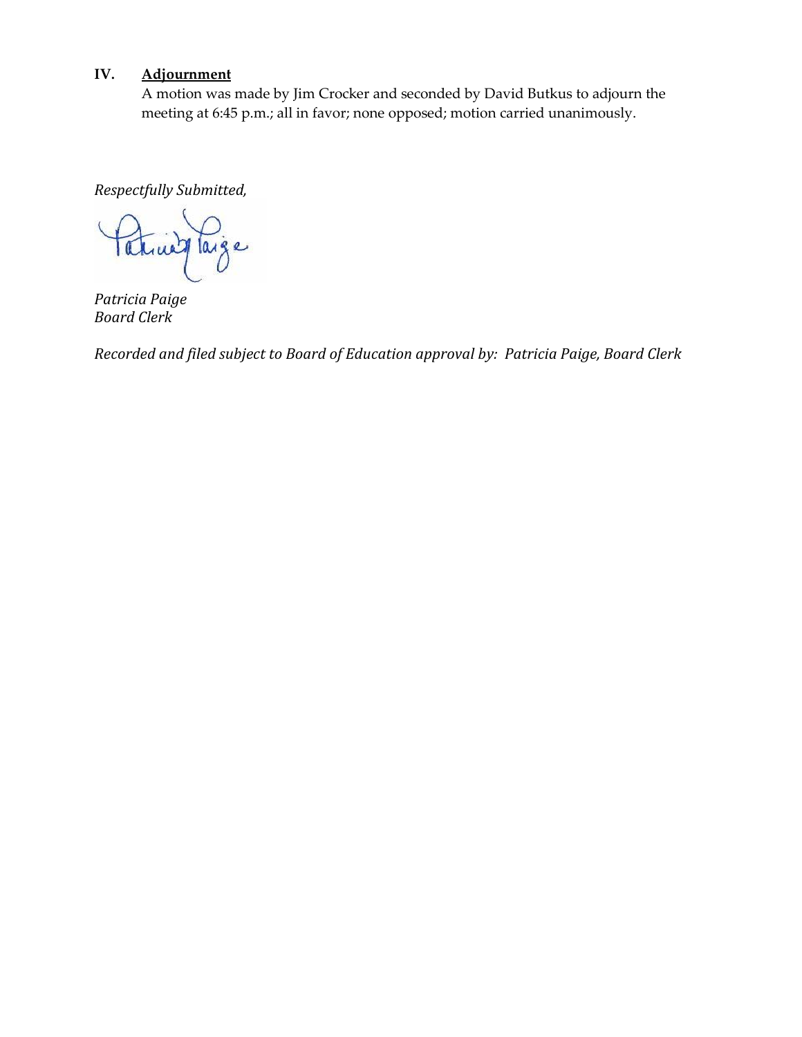## IV. **Adjournment**

A motion was made by Jim Crocker and seconded by David Butkus to adjourn the meeting at 6:45 p.m.; all in favor; none opposed; motion carried unanimously.

*Respectfully Submitted,*

*Patricia Paige*
*Board Clerk*

*Recorded and filed subject to Board of Education approval by: Patricia Paige, Board Clerk*